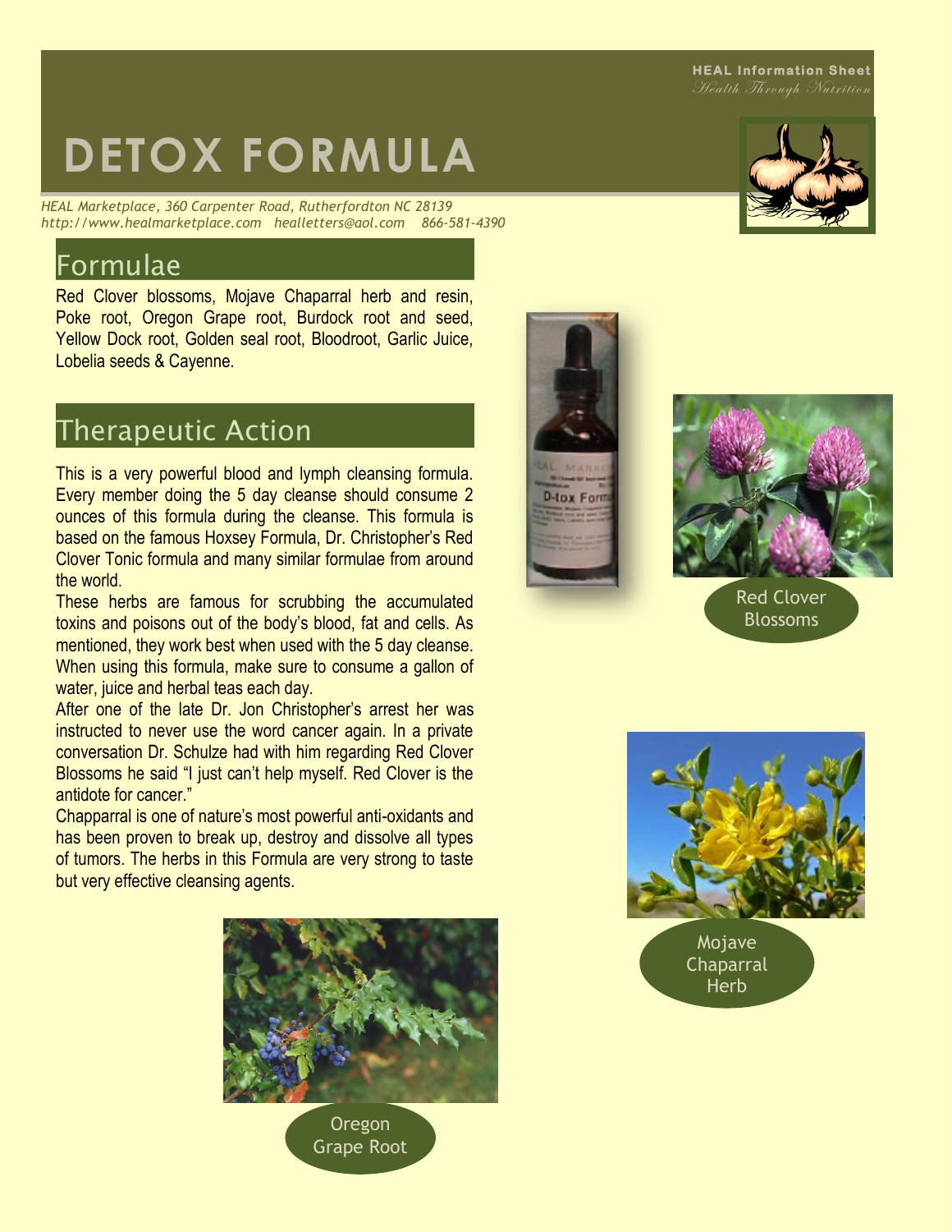HEAL Information Sheet
*Health Through Nutrition*

# DETOX FORMULA

*HEAL Marketplace, 360 Carpenter Road, Rutherfordton NC 28139*
*http://www.healmarketplace.com healletters@aol.com 866-581-4390*

## Formulae

Red Clover blossoms, Mojave Chaparral herb and resin, Poke root, Oregon Grape root, Burdock root and seed, Yellow Dock root, Golden seal root, Bloodroot, Garlic Juice, Lobelia seeds & Cayenne.

## Therapeutic Action

This is a very powerful blood and lymph cleansing formula. Every member doing the 5 day cleanse should consume 2 ounces of this formula during the cleanse. This formula is based on the famous Hoxsey Formula, Dr. Christopher's Red Clover Tonic formula and many similar formulae from around the world.

These herbs are famous for scrubbing the accumulated toxins and poisons out of the body's blood, fat and cells. As mentioned, they work best when used with the 5 day cleanse. When using this formula, make sure to consume a gallon of water, juice and herbal teas each day.

After one of the late Dr. Jon Christopher's arrest her was instructed to never use the word cancer again. In a private conversation Dr. Schulze had with him regarding Red Clover Blossoms he said "I just can't help myself. Red Clover is the antidote for cancer."

Chapparral is one of nature's most powerful anti-oxidants and has been proven to break up, destroy and dissolve all types of tumors. The herbs in this Formula are very strong to taste but very effective cleansing agents.

Red Clover Blossoms

Mojave Chaparral Herb

Oregon Grape Root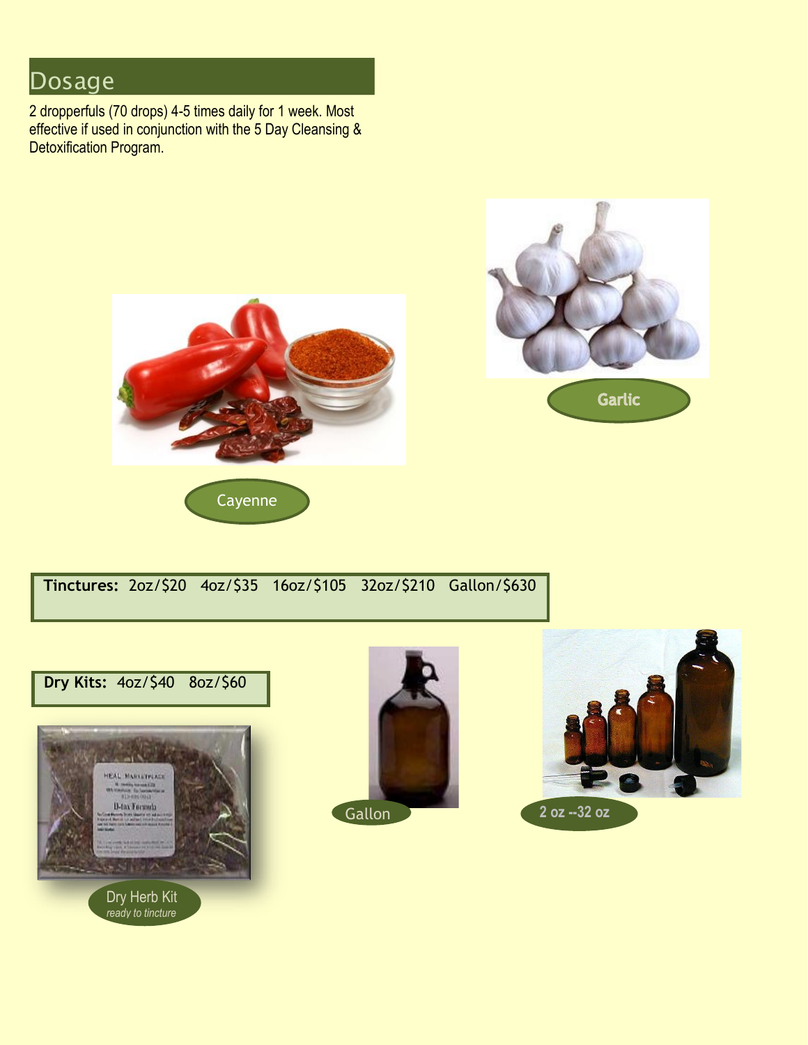## Dosage

2 dropperfuls (70 drops) 4-5 times daily for 1 week. Most effective if used in conjunction with the 5 Day Cleansing & Detoxification Program.

Garlic

Cayenne

**Tinctures:** 2oz/$20 4oz/$35 16oz/$105 32oz/$210 Gallon/$630

**Dry Kits:** 4oz/$40 8oz/$60

Dry Herb Kit
*ready to tincture*

Gallon

2 oz --32 oz